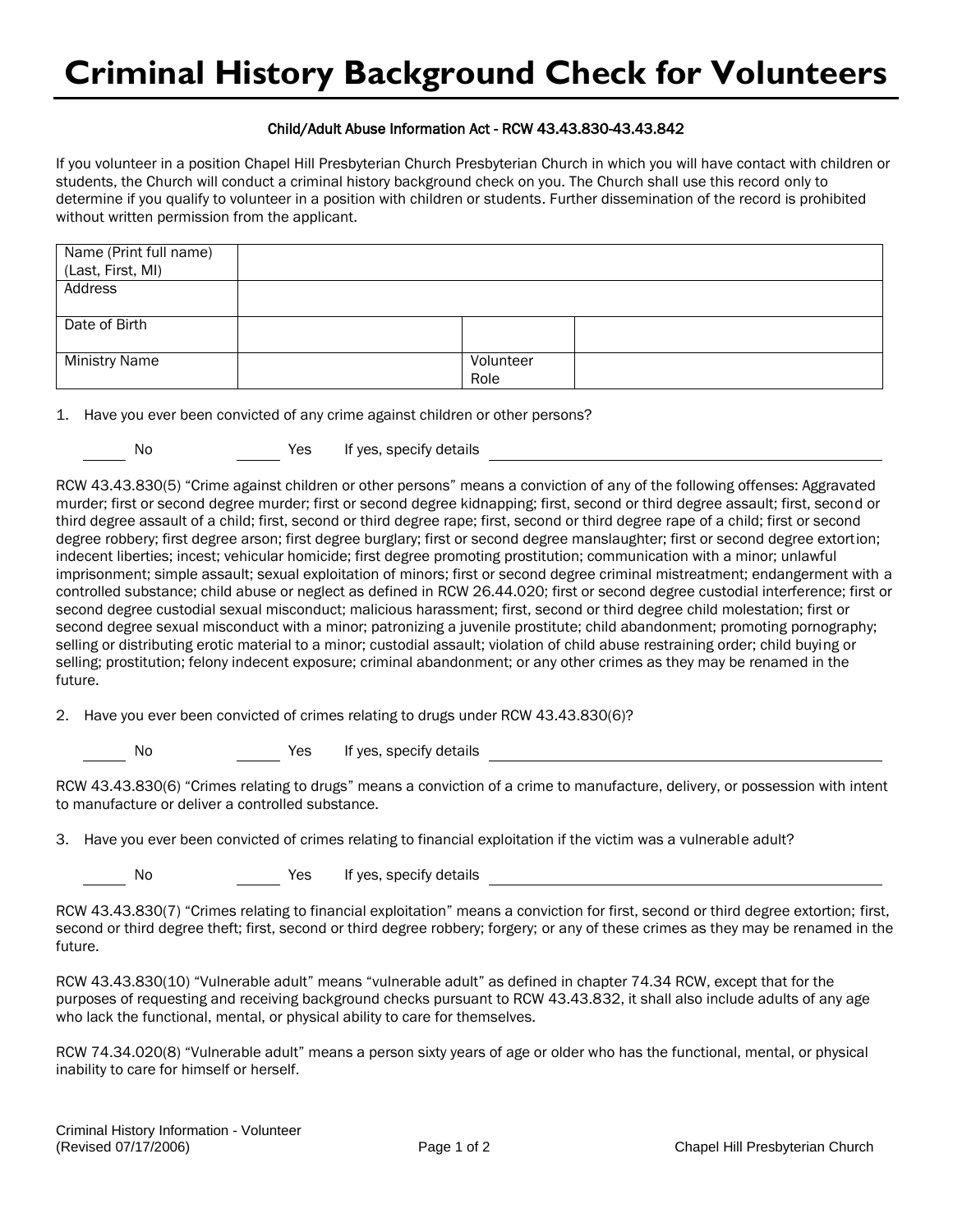# Criminal History Background Check for Volunteers

Child/Adult Abuse Information Act - RCW 43.43.830-43.43.842

If you volunteer in a position Chapel Hill Presbyterian Church Presbyterian Church in which you will have contact with children or students, the Church will conduct a criminal history background check on you. The Church shall use this record only to determine if you qualify to volunteer in a position with children or students. Further dissemination of the record is prohibited without written permission from the applicant.

| Name (Print full name) (Last, First, MI) | | | |
|---|---|---|---|
| Address | | | |
| Date of Birth | | | |
| Ministry Name | | Volunteer Role | |

1. Have you ever been convicted of any crime against children or other persons?

   ______ No ______ Yes If yes, specify details ______________________________

RCW 43.43.830(5) "Crime against children or other persons" means a conviction of any of the following offenses: Aggravated murder; first or second degree murder; first or second degree kidnapping; first, second or third degree assault; first, second or third degree assault of a child; first, second or third degree rape; first, second or third degree rape of a child; first or second degree robbery; first degree arson; first degree burglary; first or second degree manslaughter; first or second degree extortion; indecent liberties; incest; vehicular homicide; first degree promoting prostitution; communication with a minor; unlawful imprisonment; simple assault; sexual exploitation of minors; first or second degree criminal mistreatment; endangerment with a controlled substance; child abuse or neglect as defined in RCW 26.44.020; first or second degree custodial interference; first or second degree custodial sexual misconduct; malicious harassment; first, second or third degree child molestation; first or second degree sexual misconduct with a minor; patronizing a juvenile prostitute; child abandonment; promoting pornography; selling or distributing erotic material to a minor; custodial assault; violation of child abuse restraining order; child buying or selling; prostitution; felony indecent exposure; criminal abandonment; or any other crimes as they may be renamed in the future.

2. Have you ever been convicted of crimes relating to drugs under RCW 43.43.830(6)?

   ______ No ______ Yes If yes, specify details ______________________________

RCW 43.43.830(6) "Crimes relating to drugs" means a conviction of a crime to manufacture, delivery, or possession with intent to manufacture or deliver a controlled substance.

3. Have you ever been convicted of crimes relating to financial exploitation if the victim was a vulnerable adult?

   ______ No ______ Yes If yes, specify details ______________________________

RCW 43.43.830(7) "Crimes relating to financial exploitation" means a conviction for first, second or third degree extortion; first, second or third degree theft; first, second or third degree robbery; forgery; or any of these crimes as they may be renamed in the future.

RCW 43.43.830(10) "Vulnerable adult" means "vulnerable adult" as defined in chapter 74.34 RCW, except that for the purposes of requesting and receiving background checks pursuant to RCW 43.43.832, it shall also include adults of any age who lack the functional, mental, or physical ability to care for themselves.

RCW 74.34.020(8) "Vulnerable adult" means a person sixty years of age or older who has the functional, mental, or physical inability to care for himself or herself.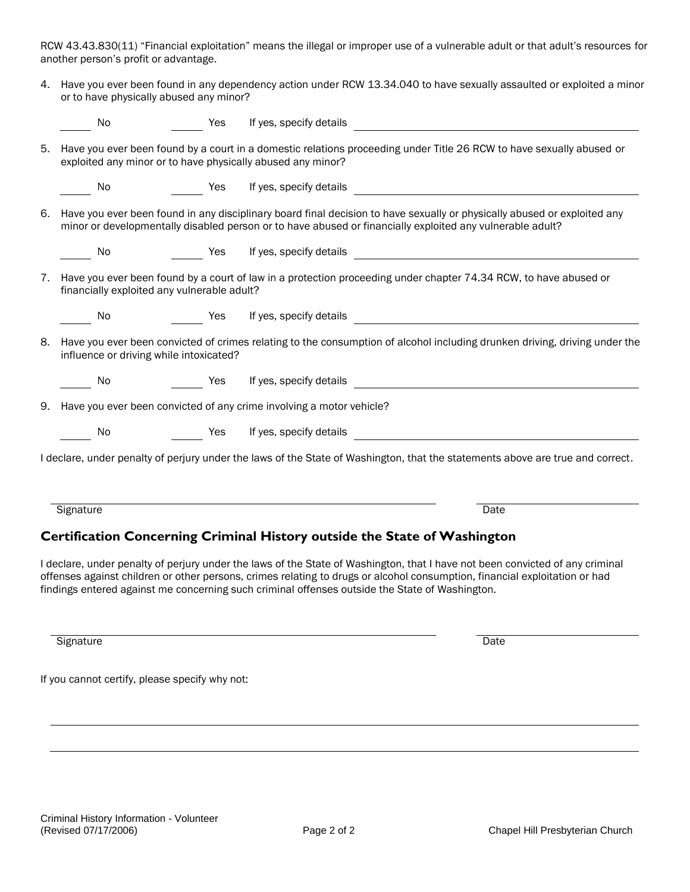RCW 43.43.830(11) "Financial exploitation" means the illegal or improper use of a vulnerable adult or that adult's resources for another person's profit or advantage.

4. Have you ever been found in any dependency action under RCW 13.34.040 to have sexually assaulted or exploited a minor or to have physically abused any minor?

   ______ No ______ Yes If yes, specify details ____________________

5. Have you ever been found by a court in a domestic relations proceeding under Title 26 RCW to have sexually abused or exploited any minor or to have physically abused any minor?

   ______ No ______ Yes If yes, specify details ____________________

6. Have you ever been found in any disciplinary board final decision to have sexually or physically abused or exploited any minor or developmentally disabled person or to have abused or financially exploited any vulnerable adult?

   ______ No ______ Yes If yes, specify details ____________________

7. Have you ever been found by a court of law in a protection proceeding under chapter 74.34 RCW, to have abused or financially exploited any vulnerable adult?

   ______ No ______ Yes If yes, specify details ____________________

8. Have you ever been convicted of crimes relating to the consumption of alcohol including drunken driving, driving under the influence or driving while intoxicated?

   ______ No ______ Yes If yes, specify details ____________________

9. Have you ever been convicted of any crime involving a motor vehicle?

   ______ No ______ Yes If yes, specify details ____________________

I declare, under penalty of perjury under the laws of the State of Washington, that the statements above are true and correct.

____________________ ____________________
Signature Date

## Certification Concerning Criminal History outside the State of Washington

I declare, under penalty of perjury under the laws of the State of Washington, that I have not been convicted of any criminal offenses against children or other persons, crimes relating to drugs or alcohol consumption, financial exploitation or had findings entered against me concerning such criminal offenses outside the State of Washington.

____________________ ____________________
Signature Date

If you cannot certify, please specify why not:

____________________

____________________

Criminal History Information - Volunteer
(Revised 07/17/2006)

Chapel Hill Presbyterian Church